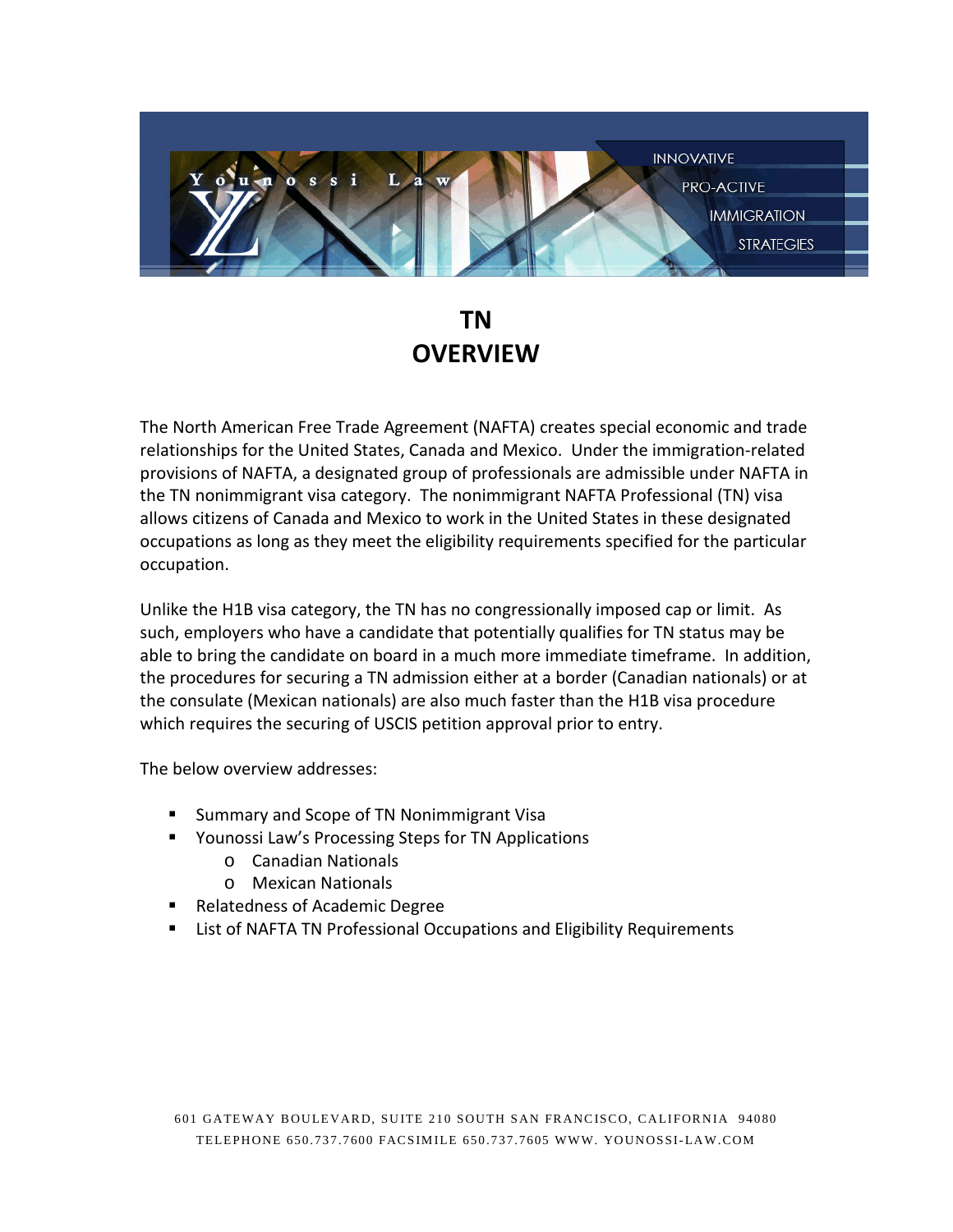Younossi Law

INNOVATIVE
PRO-ACTIVE
IMMIGRATION
STRATEGIES

# TN OVERVIEW

The North American Free Trade Agreement (NAFTA) creates special economic and trade relationships for the United States, Canada and Mexico. Under the immigration-related provisions of NAFTA, a designated group of professionals are admissible under NAFTA in the TN nonimmigrant visa category. The nonimmigrant NAFTA Professional (TN) visa allows citizens of Canada and Mexico to work in the United States in these designated occupations as long as they meet the eligibility requirements specified for the particular occupation.

Unlike the H1B visa category, the TN has no congressionally imposed cap or limit. As such, employers who have a candidate that potentially qualifies for TN status may be able to bring the candidate on board in a much more immediate timeframe. In addition, the procedures for securing a TN admission either at a border (Canadian nationals) or at the consulate (Mexican nationals) are also much faster than the H1B visa procedure which requires the securing of USCIS petition approval prior to entry.

The below overview addresses:

- Summary and Scope of TN Nonimmigrant Visa
- Younossi Law's Processing Steps for TN Applications
  - Canadian Nationals
  - Mexican Nationals
- Relatedness of Academic Degree
- List of NAFTA TN Professional Occupations and Eligibility Requirements

601 GATEWAY BOULEVARD, SUITE 210 SOUTH SAN FRANCISCO, CALIFORNIA 94080
TELEPHONE 650.737.7600 FACSIMILE 650.737.7605 WWW. YOUNOSSI-LAW.COM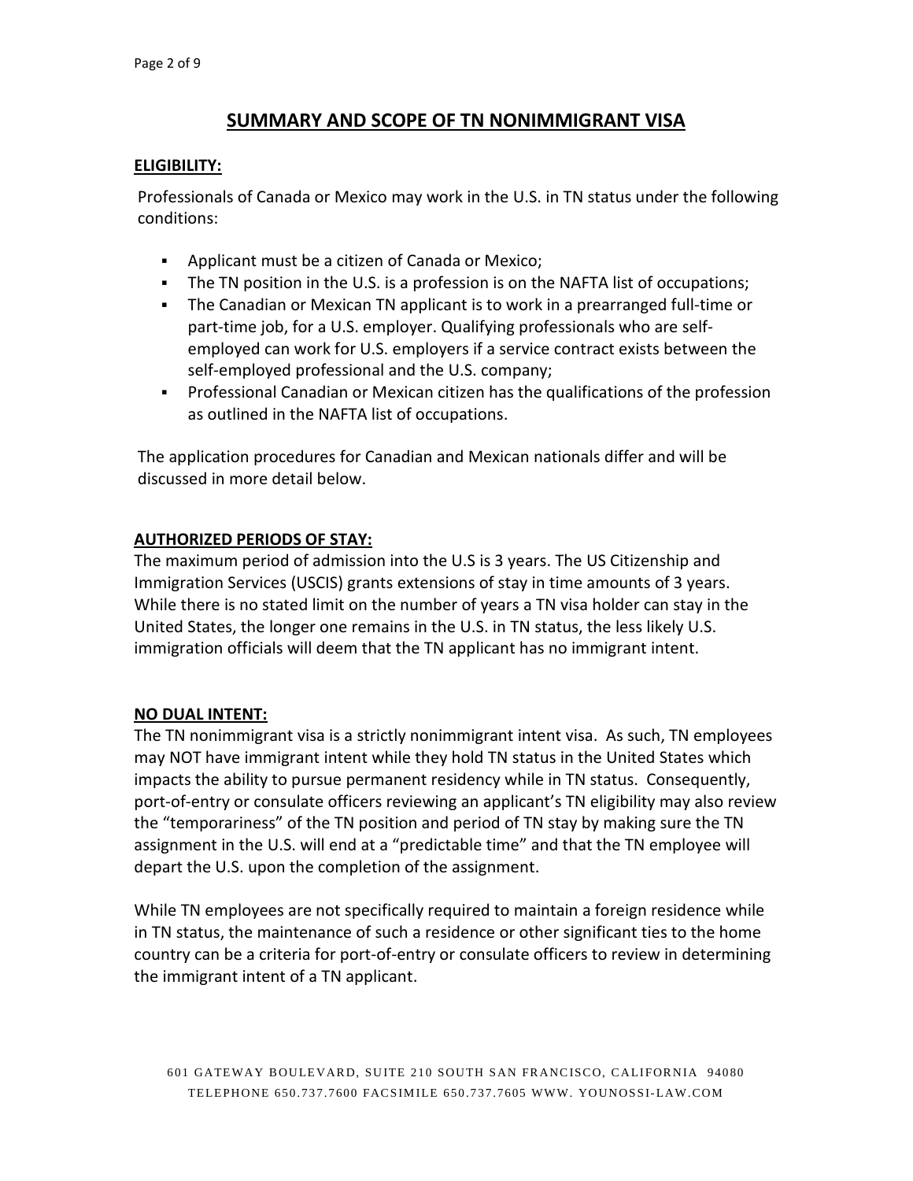# SUMMARY AND SCOPE OF TN NONIMMIGRANT VISA

## ELIGIBILITY:

Professionals of Canada or Mexico may work in the U.S. in TN status under the following conditions:

- Applicant must be a citizen of Canada or Mexico;
- The TN position in the U.S. is a profession is on the NAFTA list of occupations;
- The Canadian or Mexican TN applicant is to work in a prearranged full-time or part-time job, for a U.S. employer. Qualifying professionals who are self-employed can work for U.S. employers if a service contract exists between the self-employed professional and the U.S. company;
- Professional Canadian or Mexican citizen has the qualifications of the profession as outlined in the NAFTA list of occupations.

The application procedures for Canadian and Mexican nationals differ and will be discussed in more detail below.

## AUTHORIZED PERIODS OF STAY:

The maximum period of admission into the U.S is 3 years. The US Citizenship and Immigration Services (USCIS) grants extensions of stay in time amounts of 3 years. While there is no stated limit on the number of years a TN visa holder can stay in the United States, the longer one remains in the U.S. in TN status, the less likely U.S. immigration officials will deem that the TN applicant has no immigrant intent.

## NO DUAL INTENT:

The TN nonimmigrant visa is a strictly nonimmigrant intent visa. As such, TN employees may NOT have immigrant intent while they hold TN status in the United States which impacts the ability to pursue permanent residency while in TN status. Consequently, port-of-entry or consulate officers reviewing an applicant's TN eligibility may also review the "temporariness" of the TN position and period of TN stay by making sure the TN assignment in the U.S. will end at a "predictable time" and that the TN employee will depart the U.S. upon the completion of the assignment.

While TN employees are not specifically required to maintain a foreign residence while in TN status, the maintenance of such a residence or other significant ties to the home country can be a criteria for port-of-entry or consulate officers to review in determining the immigrant intent of a TN applicant.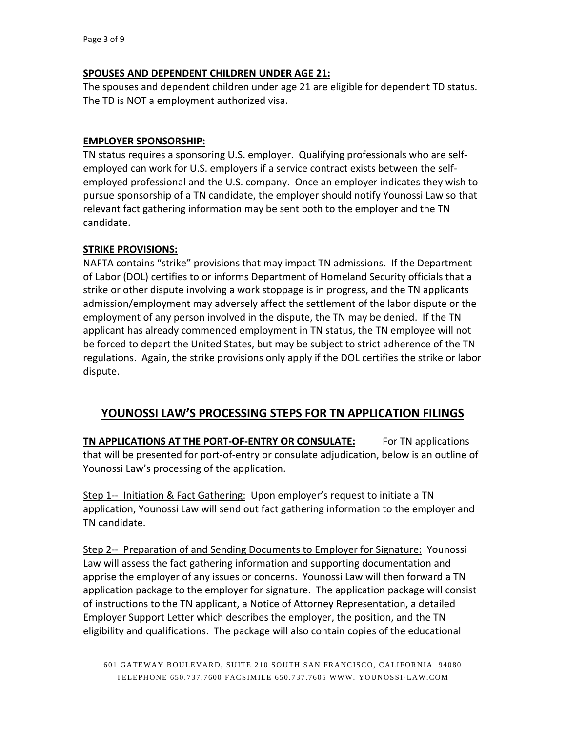**SPOUSES AND DEPENDENT CHILDREN UNDER AGE 21:**

The spouses and dependent children under age 21 are eligible for dependent TD status. The TD is NOT a employment authorized visa.

**EMPLOYER SPONSORSHIP:**

TN status requires a sponsoring U.S. employer. Qualifying professionals who are self-employed can work for U.S. employers if a service contract exists between the self-employed professional and the U.S. company. Once an employer indicates they wish to pursue sponsorship of a TN candidate, the employer should notify Younossi Law so that relevant fact gathering information may be sent both to the employer and the TN candidate.

**STRIKE PROVISIONS:**

NAFTA contains "strike" provisions that may impact TN admissions. If the Department of Labor (DOL) certifies to or informs Department of Homeland Security officials that a strike or other dispute involving a work stoppage is in progress, and the TN applicants admission/employment may adversely affect the settlement of the labor dispute or the employment of any person involved in the dispute, the TN may be denied. If the TN applicant has already commenced employment in TN status, the TN employee will not be forced to depart the United States, but may be subject to strict adherence of the TN regulations. Again, the strike provisions only apply if the DOL certifies the strike or labor dispute.

## YOUNOSSI LAW'S PROCESSING STEPS FOR TN APPLICATION FILINGS

**TN APPLICATIONS AT THE PORT-OF-ENTRY OR CONSULATE:** For TN applications that will be presented for port-of-entry or consulate adjudication, below is an outline of Younossi Law's processing of the application.

Step 1-- Initiation & Fact Gathering: Upon employer's request to initiate a TN application, Younossi Law will send out fact gathering information to the employer and TN candidate.

Step 2-- Preparation of and Sending Documents to Employer for Signature: Younossi Law will assess the fact gathering information and supporting documentation and apprise the employer of any issues or concerns. Younossi Law will then forward a TN application package to the employer for signature. The application package will consist of instructions to the TN applicant, a Notice of Attorney Representation, a detailed Employer Support Letter which describes the employer, the position, and the TN eligibility and qualifications. The package will also contain copies of the educational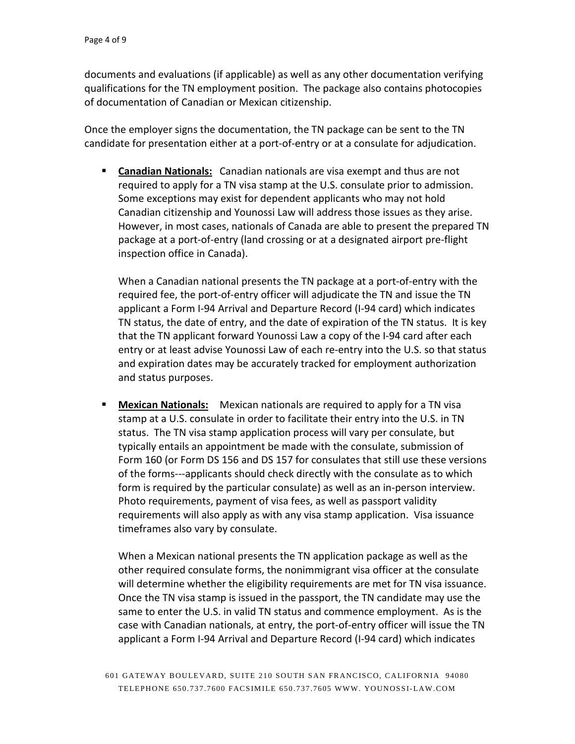documents and evaluations (if applicable) as well as any other documentation verifying qualifications for the TN employment position. The package also contains photocopies of documentation of Canadian or Mexican citizenship.

Once the employer signs the documentation, the TN package can be sent to the TN candidate for presentation either at a port-of-entry or at a consulate for adjudication.

- **Canadian Nationals:** Canadian nationals are visa exempt and thus are not required to apply for a TN visa stamp at the U.S. consulate prior to admission. Some exceptions may exist for dependent applicants who may not hold Canadian citizenship and Younossi Law will address those issues as they arise. However, in most cases, nationals of Canada are able to present the prepared TN package at a port-of-entry (land crossing or at a designated airport pre-flight inspection office in Canada).

  When a Canadian national presents the TN package at a port-of-entry with the required fee, the port-of-entry officer will adjudicate the TN and issue the TN applicant a Form I-94 Arrival and Departure Record (I-94 card) which indicates TN status, the date of entry, and the date of expiration of the TN status. It is key that the TN applicant forward Younossi Law a copy of the I-94 card after each entry or at least advise Younossi Law of each re-entry into the U.S. so that status and expiration dates may be accurately tracked for employment authorization and status purposes.

- **Mexican Nationals:** Mexican nationals are required to apply for a TN visa stamp at a U.S. consulate in order to facilitate their entry into the U.S. in TN status. The TN visa stamp application process will vary per consulate, but typically entails an appointment be made with the consulate, submission of Form 160 (or Form DS 156 and DS 157 for consulates that still use these versions of the forms---applicants should check directly with the consulate as to which form is required by the particular consulate) as well as an in-person interview. Photo requirements, payment of visa fees, as well as passport validity requirements will also apply as with any visa stamp application. Visa issuance timeframes also vary by consulate.

  When a Mexican national presents the TN application package as well as the other required consulate forms, the nonimmigrant visa officer at the consulate will determine whether the eligibility requirements are met for TN visa issuance. Once the TN visa stamp is issued in the passport, the TN candidate may use the same to enter the U.S. in valid TN status and commence employment. As is the case with Canadian nationals, at entry, the port-of-entry officer will issue the TN applicant a Form I-94 Arrival and Departure Record (I-94 card) which indicates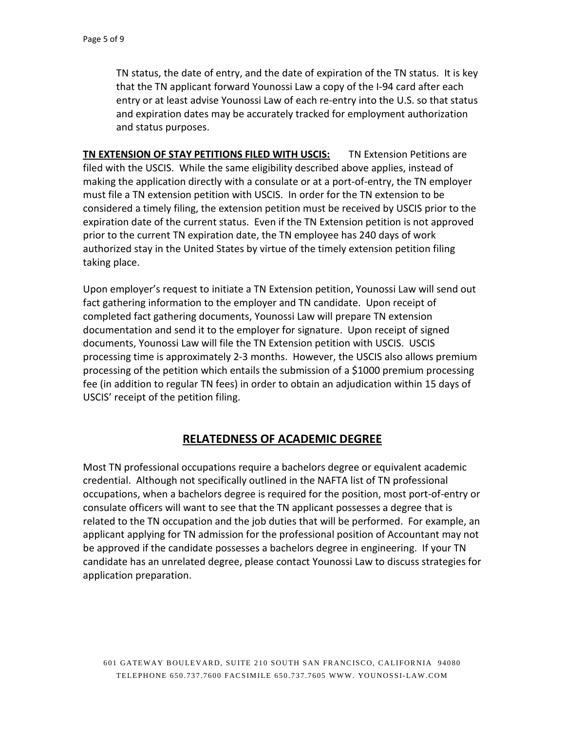TN status, the date of entry, and the date of expiration of the TN status. It is key that the TN applicant forward Younossi Law a copy of the I-94 card after each entry or at least advise Younossi Law of each re-entry into the U.S. so that status and expiration dates may be accurately tracked for employment authorization and status purposes.

**TN EXTENSION OF STAY PETITIONS FILED WITH USCIS:** TN Extension Petitions are filed with the USCIS. While the same eligibility described above applies, instead of making the application directly with a consulate or at a port-of-entry, the TN employer must file a TN extension petition with USCIS. In order for the TN extension to be considered a timely filing, the extension petition must be received by USCIS prior to the expiration date of the current status. Even if the TN Extension petition is not approved prior to the current TN expiration date, the TN employee has 240 days of work authorized stay in the United States by virtue of the timely extension petition filing taking place.

Upon employer's request to initiate a TN Extension petition, Younossi Law will send out fact gathering information to the employer and TN candidate. Upon receipt of completed fact gathering documents, Younossi Law will prepare TN extension documentation and send it to the employer for signature. Upon receipt of signed documents, Younossi Law will file the TN Extension petition with USCIS. USCIS processing time is approximately 2-3 months. However, the USCIS also allows premium processing of the petition which entails the submission of a $1000 premium processing fee (in addition to regular TN fees) in order to obtain an adjudication within 15 days of USCIS' receipt of the petition filing.

## RELATEDNESS OF ACADEMIC DEGREE

Most TN professional occupations require a bachelors degree or equivalent academic credential. Although not specifically outlined in the NAFTA list of TN professional occupations, when a bachelors degree is required for the position, most port-of-entry or consulate officers will want to see that the TN applicant possesses a degree that is related to the TN occupation and the job duties that will be performed. For example, an applicant applying for TN admission for the professional position of Accountant may not be approved if the candidate possesses a bachelors degree in engineering. If your TN candidate has an unrelated degree, please contact Younossi Law to discuss strategies for application preparation.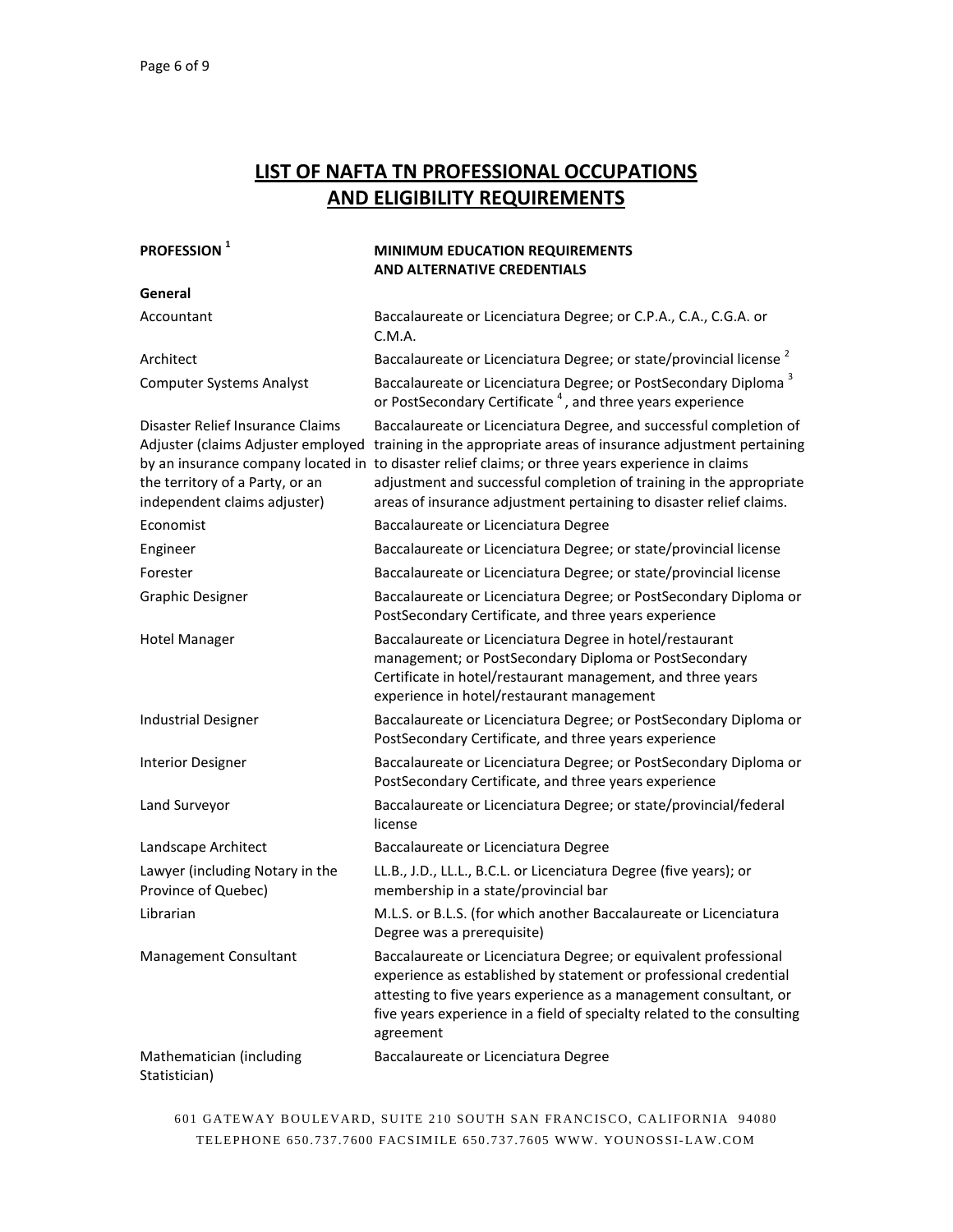# LIST OF NAFTA TN PROFESSIONAL OCCUPATIONS AND ELIGIBILITY REQUIREMENTS

| PROFESSION [1] | MINIMUM EDUCATION REQUIREMENTS AND ALTERNATIVE CREDENTIALS |
|---|---|
| **General** | |
| Accountant | Baccalaureate or Licenciatura Degree; or C.P.A., C.A., C.G.A. or C.M.A. |
| Architect | Baccalaureate or Licenciatura Degree; or state/provincial license [2] |
| Computer Systems Analyst | Baccalaureate or Licenciatura Degree; or PostSecondary Diploma [3] or PostSecondary Certificate [4], and three years experience |
| Disaster Relief Insurance Claims Adjuster (claims Adjuster employed by an insurance company located in the territory of a Party, or an independent claims adjuster) | Baccalaureate or Licenciatura Degree, and successful completion of training in the appropriate areas of insurance adjustment pertaining to disaster relief claims; or three years experience in claims adjustment and successful completion of training in the appropriate areas of insurance adjustment pertaining to disaster relief claims. |
| Economist | Baccalaureate or Licenciatura Degree |
| Engineer | Baccalaureate or Licenciatura Degree; or state/provincial license |
| Forester | Baccalaureate or Licenciatura Degree; or state/provincial license |
| Graphic Designer | Baccalaureate or Licenciatura Degree; or PostSecondary Diploma or PostSecondary Certificate, and three years experience |
| Hotel Manager | Baccalaureate or Licenciatura Degree in hotel/restaurant management; or PostSecondary Diploma or PostSecondary Certificate in hotel/restaurant management, and three years experience in hotel/restaurant management |
| Industrial Designer | Baccalaureate or Licenciatura Degree; or PostSecondary Diploma or PostSecondary Certificate, and three years experience |
| Interior Designer | Baccalaureate or Licenciatura Degree; or PostSecondary Diploma or PostSecondary Certificate, and three years experience |
| Land Surveyor | Baccalaureate or Licenciatura Degree; or state/provincial/federal license |
| Landscape Architect | Baccalaureate or Licenciatura Degree |
| Lawyer (including Notary in the Province of Quebec) | LL.B., J.D., LL.L., B.C.L. or Licenciatura Degree (five years); or membership in a state/provincial bar |
| Librarian | M.L.S. or B.L.S. (for which another Baccalaureate or Licenciatura Degree was a prerequisite) |
| Management Consultant | Baccalaureate or Licenciatura Degree; or equivalent professional experience as established by statement or professional credential attesting to five years experience as a management consultant, or five years experience in a field of specialty related to the consulting agreement |
| Mathematician (including Statistician) | Baccalaureate or Licenciatura Degree |

601 GATEWAY BOULEVARD, SUITE 210 SOUTH SAN FRANCISCO, CALIFORNIA 94080
TELEPHONE 650.737.7600 FACSIMILE 650.737.7605 WWW. YOUNOSSI-LAW.COM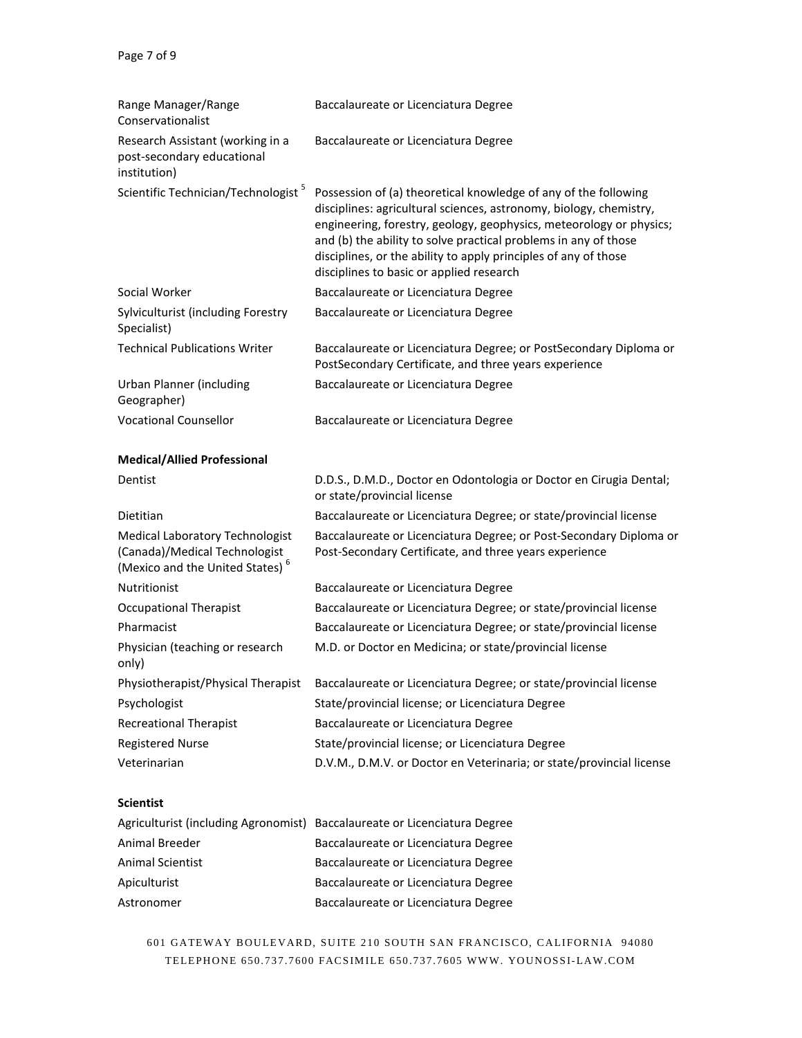| | |
|---|---|
| Range Manager/Range Conservationalist | Baccalaureate or Licenciatura Degree |
| Research Assistant (working in a post-secondary educational institution) | Baccalaureate or Licenciatura Degree |
| Scientific Technician/Technologist [5] | Possession of (a) theoretical knowledge of any of the following disciplines: agricultural sciences, astronomy, biology, chemistry, engineering, forestry, geology, geophysics, meteorology or physics; and (b) the ability to solve practical problems in any of those disciplines, or the ability to apply principles of any of those disciplines to basic or applied research |
| Social Worker | Baccalaureate or Licenciatura Degree |
| Sylviculturist (including Forestry Specialist) | Baccalaureate or Licenciatura Degree |
| Technical Publications Writer | Baccalaureate or Licenciatura Degree; or PostSecondary Diploma or PostSecondary Certificate, and three years experience |
| Urban Planner (including Geographer) | Baccalaureate or Licenciatura Degree |
| Vocational Counsellor | Baccalaureate or Licenciatura Degree |

**Medical/Allied Professional**

| | |
|---|---|
| Dentist | D.D.S., D.M.D., Doctor en Odontologia or Doctor en Cirugia Dental; or state/provincial license |
| Dietitian | Baccalaureate or Licenciatura Degree; or state/provincial license |
| Medical Laboratory Technologist (Canada)/Medical Technologist (Mexico and the United States) [6] | Baccalaureate or Licenciatura Degree; or Post-Secondary Diploma or Post-Secondary Certificate, and three years experience |
| Nutritionist | Baccalaureate or Licenciatura Degree |
| Occupational Therapist | Baccalaureate or Licenciatura Degree; or state/provincial license |
| Pharmacist | Baccalaureate or Licenciatura Degree; or state/provincial license |
| Physician (teaching or research only) | M.D. or Doctor en Medicina; or state/provincial license |
| Physiotherapist/Physical Therapist | Baccalaureate or Licenciatura Degree; or state/provincial license |
| Psychologist | State/provincial license; or Licenciatura Degree |
| Recreational Therapist | Baccalaureate or Licenciatura Degree |
| Registered Nurse | State/provincial license; or Licenciatura Degree |
| Veterinarian | D.V.M., D.M.V. or Doctor en Veterinaria; or state/provincial license |

**Scientist**

| | |
|---|---|
| Agriculturist (including Agronomist) | Baccalaureate or Licenciatura Degree |
| Animal Breeder | Baccalaureate or Licenciatura Degree |
| Animal Scientist | Baccalaureate or Licenciatura Degree |
| Apiculturist | Baccalaureate or Licenciatura Degree |
| Astronomer | Baccalaureate or Licenciatura Degree |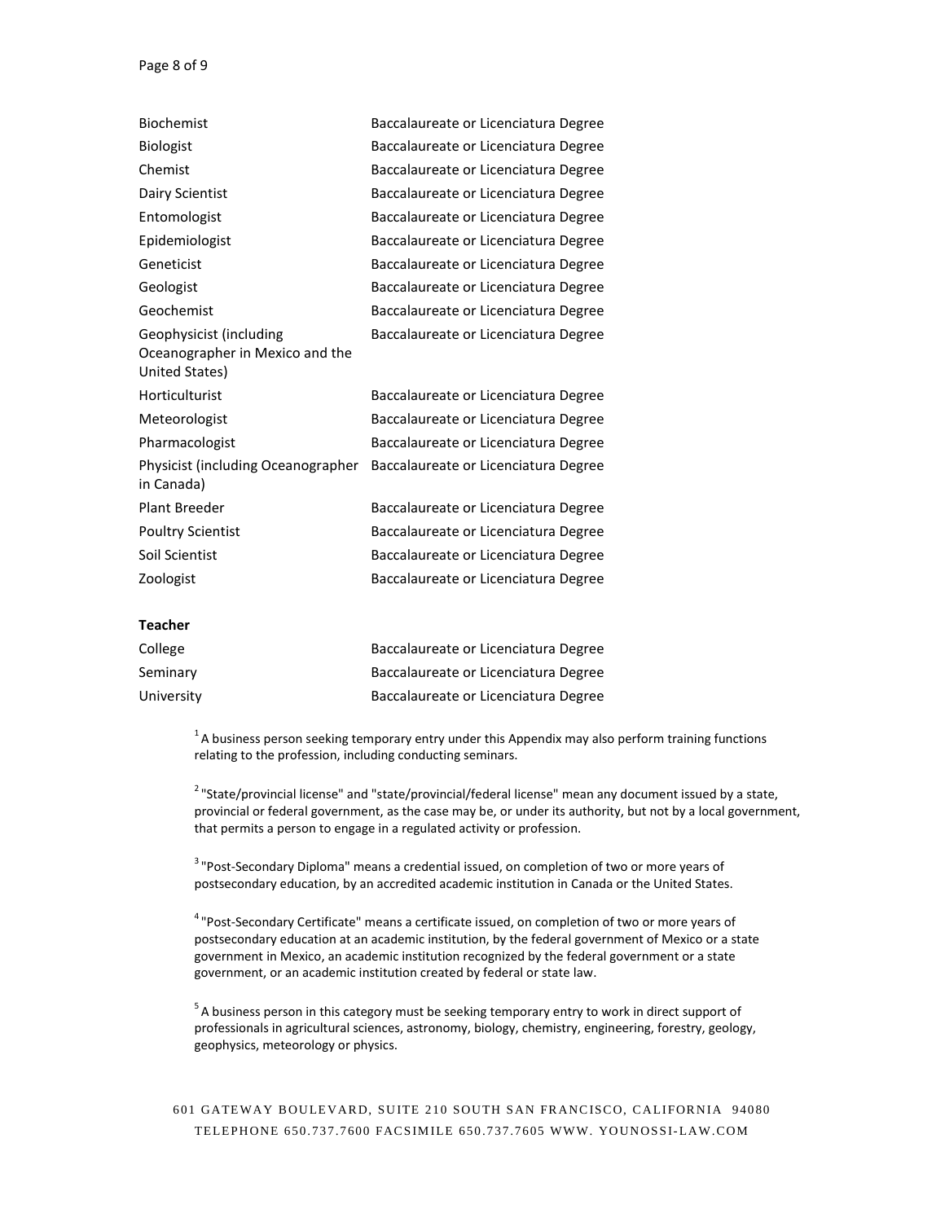| | |
|---|---|
| Biochemist | Baccalaureate or Licenciatura Degree |
| Biologist | Baccalaureate or Licenciatura Degree |
| Chemist | Baccalaureate or Licenciatura Degree |
| Dairy Scientist | Baccalaureate or Licenciatura Degree |
| Entomologist | Baccalaureate or Licenciatura Degree |
| Epidemiologist | Baccalaureate or Licenciatura Degree |
| Geneticist | Baccalaureate or Licenciatura Degree |
| Geologist | Baccalaureate or Licenciatura Degree |
| Geochemist | Baccalaureate or Licenciatura Degree |
| Geophysicist (including Oceanographer in Mexico and the United States) | Baccalaureate or Licenciatura Degree |
| Horticulturist | Baccalaureate or Licenciatura Degree |
| Meteorologist | Baccalaureate or Licenciatura Degree |
| Pharmacologist | Baccalaureate or Licenciatura Degree |
| Physicist (including Oceanographer in Canada) | Baccalaureate or Licenciatura Degree |
| Plant Breeder | Baccalaureate or Licenciatura Degree |
| Poultry Scientist | Baccalaureate or Licenciatura Degree |
| Soil Scientist | Baccalaureate or Licenciatura Degree |
| Zoologist | Baccalaureate or Licenciatura Degree |

**Teacher**

| | |
|---|---|
| College | Baccalaureate or Licenciatura Degree |
| Seminary | Baccalaureate or Licenciatura Degree |
| University | Baccalaureate or Licenciatura Degree |

[1] A business person seeking temporary entry under this Appendix may also perform training functions relating to the profession, including conducting seminars.

[2] "State/provincial license" and "state/provincial/federal license" mean any document issued by a state, provincial or federal government, as the case may be, or under its authority, but not by a local government, that permits a person to engage in a regulated activity or profession.

[3] "Post-Secondary Diploma" means a credential issued, on completion of two or more years of postsecondary education, by an accredited academic institution in Canada or the United States.

[4] "Post-Secondary Certificate" means a certificate issued, on completion of two or more years of postsecondary education at an academic institution, by the federal government of Mexico or a state government in Mexico, an academic institution recognized by the federal government or a state government, or an academic institution created by federal or state law.

[5] A business person in this category must be seeking temporary entry to work in direct support of professionals in agricultural sciences, astronomy, biology, chemistry, engineering, forestry, geology, geophysics, meteorology or physics.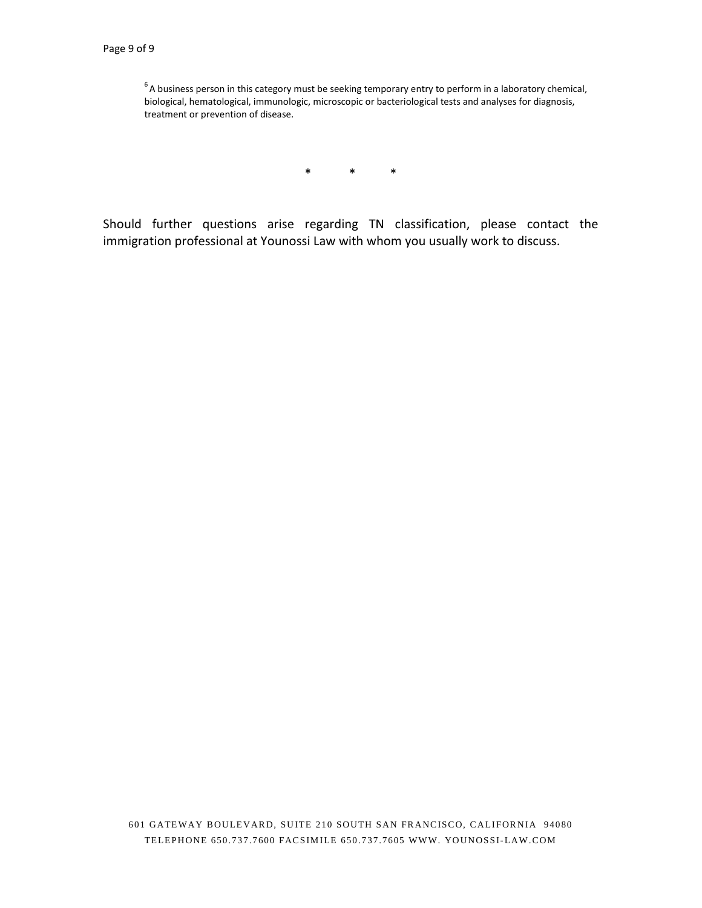[6] A business person in this category must be seeking temporary entry to perform in a laboratory chemical, biological, hematological, immunologic, microscopic or bacteriological tests and analyses for diagnosis, treatment or prevention of disease.

\*   \*   \*

Should further questions arise regarding TN classification, please contact the immigration professional at Younossi Law with whom you usually work to discuss.